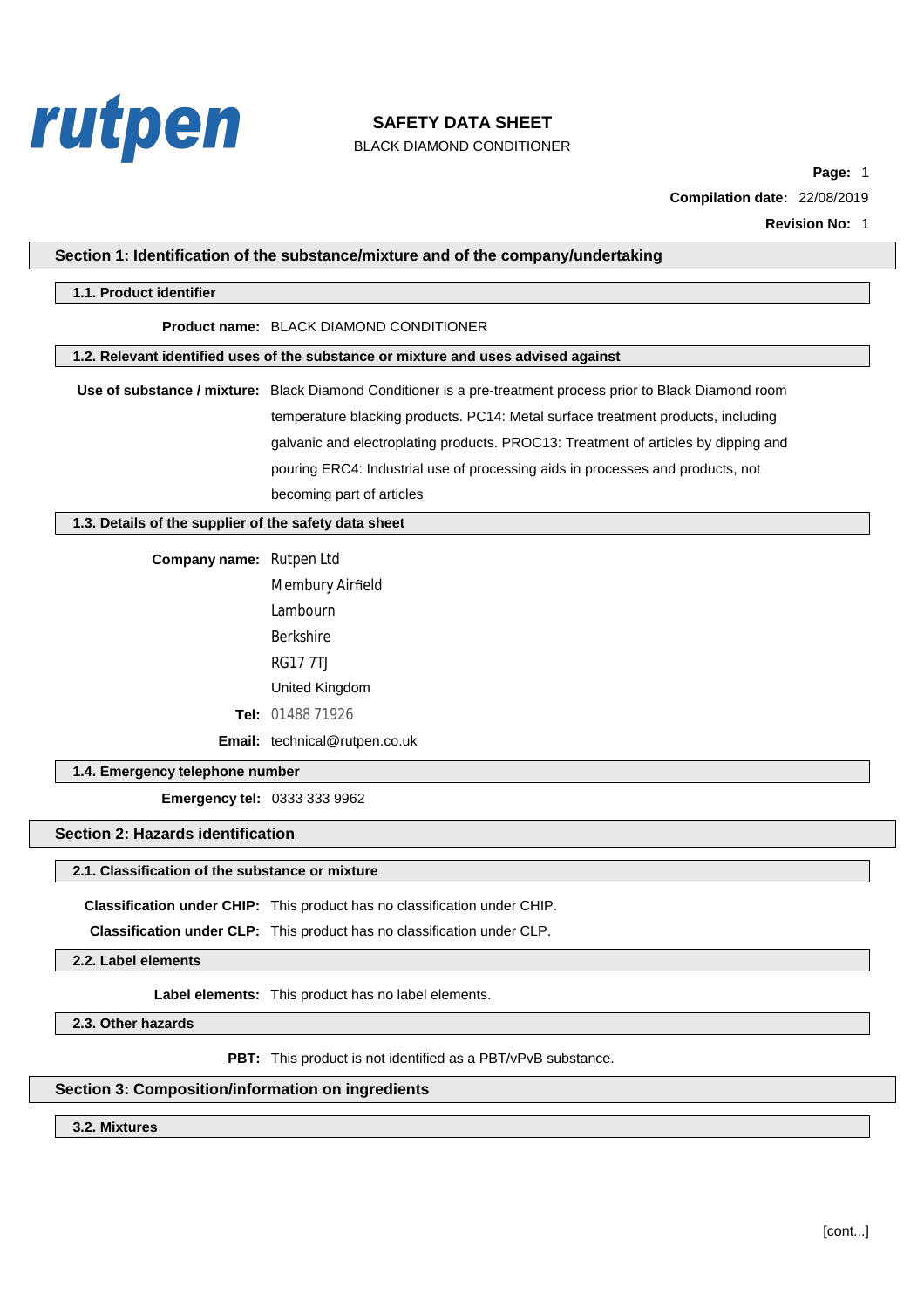rutpen

# SAFETY DATA SHEET

BLACK DIAMOND CONDITIONER

**Page:** 1

**Compilation date:** 22/08/2019

**Revision No:** 1

## Section 1: Identification of the substance/mixture and of the company/undertaking

### 1.1. Product identifier

**Product name:** BLACK DIAMOND CONDITIONER

### 1.2. Relevant identified uses of the substance or mixture and uses advised against

**Use of substance / mixture:** Black Diamond Conditioner is a pre-treatment process prior to Black Diamond room temperature blacking products. PC14: Metal surface treatment products, including galvanic and electroplating products. PROC13: Treatment of articles by dipping and pouring ERC4: Industrial use of processing aids in processes and products, not becoming part of articles

### 1.3. Details of the supplier of the safety data sheet

**Company name:** Rutpen Ltd
Membury Airfield
Lambourn
Berkshire
RG17 7TJ
United Kingdom

**Tel:** 01488 71926

**Email:** technical@rutpen.co.uk

### 1.4. Emergency telephone number

**Emergency tel:** 0333 333 9962

## Section 2: Hazards identification

### 2.1. Classification of the substance or mixture

**Classification under CHIP:** This product has no classification under CHIP.

**Classification under CLP:** This product has no classification under CLP.

### 2.2. Label elements

**Label elements:** This product has no label elements.

### 2.3. Other hazards

**PBT:** This product is not identified as a PBT/vPvB substance.

## Section 3: Composition/information on ingredients

### 3.2. Mixtures

[cont...]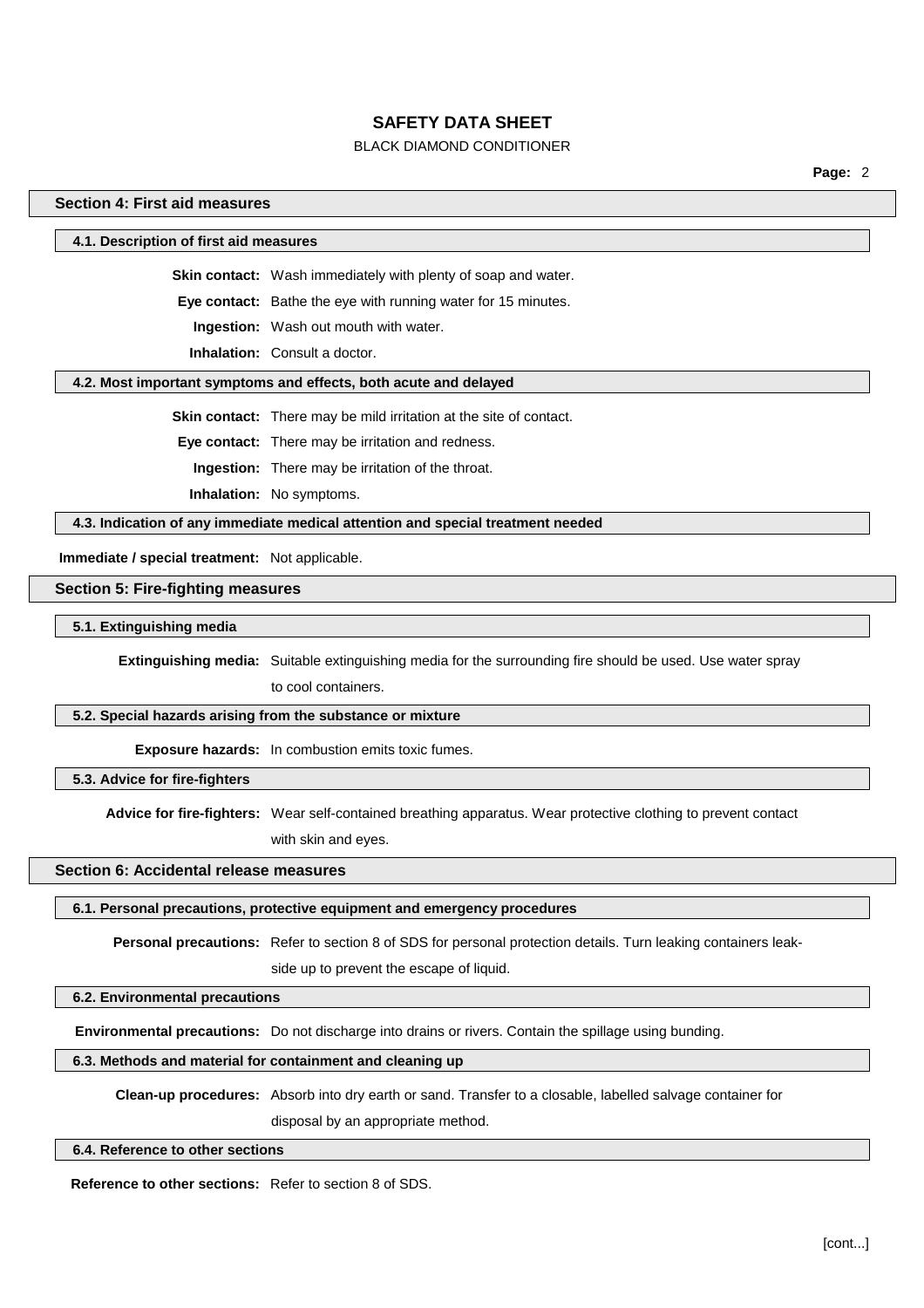## Section 4: First aid measures

### 4.1. Description of first aid measures

**Skin contact:** Wash immediately with plenty of soap and water.

**Eye contact:** Bathe the eye with running water for 15 minutes.

**Ingestion:** Wash out mouth with water.

**Inhalation:** Consult a doctor.

### 4.2. Most important symptoms and effects, both acute and delayed

**Skin contact:** There may be mild irritation at the site of contact.

**Eye contact:** There may be irritation and redness.

**Ingestion:** There may be irritation of the throat.

**Inhalation:** No symptoms.

### 4.3. Indication of any immediate medical attention and special treatment needed

**Immediate / special treatment:** Not applicable.

## Section 5: Fire-fighting measures

### 5.1. Extinguishing media

**Extinguishing media:** Suitable extinguishing media for the surrounding fire should be used. Use water spray to cool containers.

### 5.2. Special hazards arising from the substance or mixture

**Exposure hazards:** In combustion emits toxic fumes.

### 5.3. Advice for fire-fighters

**Advice for fire-fighters:** Wear self-contained breathing apparatus. Wear protective clothing to prevent contact with skin and eyes.

## Section 6: Accidental release measures

### 6.1. Personal precautions, protective equipment and emergency procedures

**Personal precautions:** Refer to section 8 of SDS for personal protection details. Turn leaking containers leak-side up to prevent the escape of liquid.

### 6.2. Environmental precautions

**Environmental precautions:** Do not discharge into drains or rivers. Contain the spillage using bunding.

### 6.3. Methods and material for containment and cleaning up

**Clean-up procedures:** Absorb into dry earth or sand. Transfer to a closable, labelled salvage container for disposal by an appropriate method.

### 6.4. Reference to other sections

**Reference to other sections:** Refer to section 8 of SDS.

[cont...]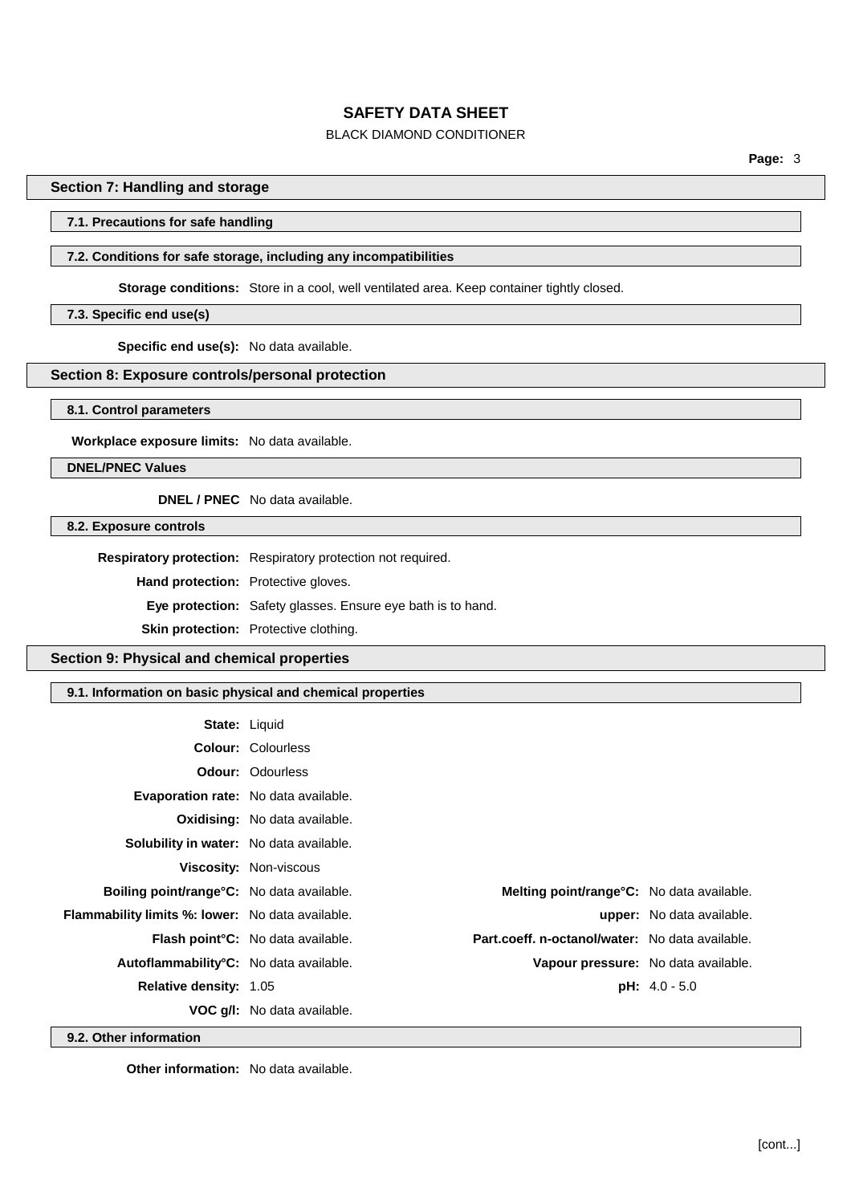## Section 7: Handling and storage

### 7.1. Precautions for safe handling

### 7.2. Conditions for safe storage, including any incompatibilities

**Storage conditions:** Store in a cool, well ventilated area. Keep container tightly closed.

### 7.3. Specific end use(s)

**Specific end use(s):** No data available.

## Section 8: Exposure controls/personal protection

### 8.1. Control parameters

**Workplace exposure limits:** No data available.

### DNEL/PNEC Values

**DNEL / PNEC** No data available.

### 8.2. Exposure controls

**Respiratory protection:** Respiratory protection not required.

**Hand protection:** Protective gloves.

**Eye protection:** Safety glasses. Ensure eye bath is to hand.

**Skin protection:** Protective clothing.

## Section 9: Physical and chemical properties

### 9.1. Information on basic physical and chemical properties

**State:** Liquid

**Colour:** Colourless

**Odour:** Odourless

**Evaporation rate:** No data available.

**Oxidising:** No data available.

**Solubility in water:** No data available.

**Viscosity:** Non-viscous

**Boiling point/range°C:** No data available.

**Melting point/range°C:** No data available.

**Flammability limits %: lower:** No data available.

**upper:** No data available.

**Flash point°C:** No data available.

**Part.coeff. n-octanol/water:** No data available.

**Autoflammability°C:** No data available.

**Vapour pressure:** No data available.

**Relative density:** 1.05

**pH:** 4.0 - 5.0

**VOC g/l:** No data available.

### 9.2. Other information

**Other information:** No data available.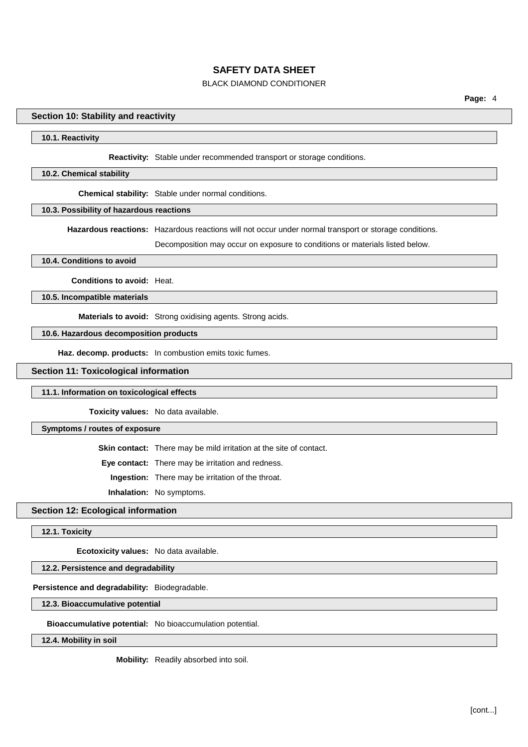## Section 10: Stability and reactivity

### 10.1. Reactivity

**Reactivity:** Stable under recommended transport or storage conditions.

### 10.2. Chemical stability

**Chemical stability:** Stable under normal conditions.

### 10.3. Possibility of hazardous reactions

**Hazardous reactions:** Hazardous reactions will not occur under normal transport or storage conditions.

Decomposition may occur on exposure to conditions or materials listed below.

### 10.4. Conditions to avoid

**Conditions to avoid:** Heat.

### 10.5. Incompatible materials

**Materials to avoid:** Strong oxidising agents. Strong acids.

### 10.6. Hazardous decomposition products

**Haz. decomp. products:** In combustion emits toxic fumes.

## Section 11: Toxicological information

### 11.1. Information on toxicological effects

**Toxicity values:** No data available.

### Symptoms / routes of exposure

**Skin contact:** There may be mild irritation at the site of contact.

**Eye contact:** There may be irritation and redness.

**Ingestion:** There may be irritation of the throat.

**Inhalation:** No symptoms.

## Section 12: Ecological information

### 12.1. Toxicity

**Ecotoxicity values:** No data available.

### 12.2. Persistence and degradability

**Persistence and degradability:** Biodegradable.

### 12.3. Bioaccumulative potential

**Bioaccumulative potential:** No bioaccumulation potential.

### 12.4. Mobility in soil

**Mobility:** Readily absorbed into soil.

[cont...]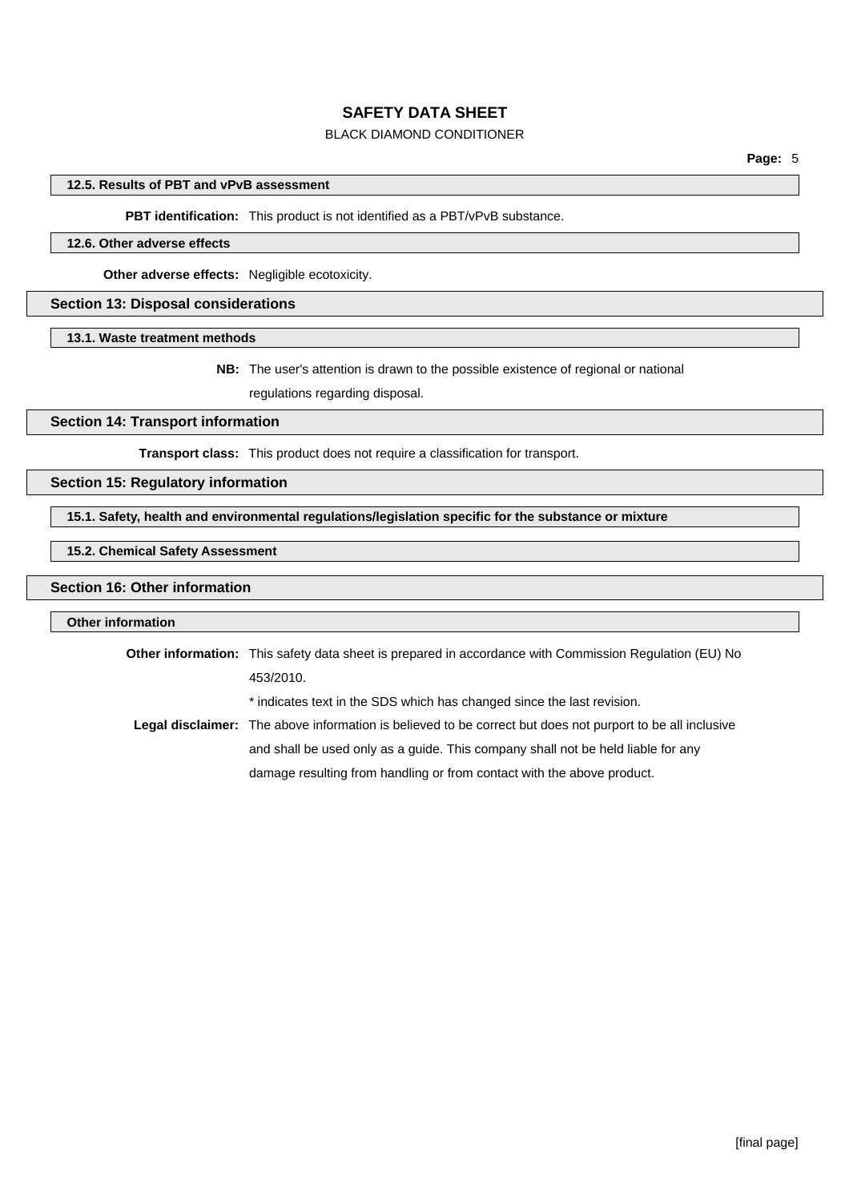#### 12.5. Results of PBT and vPvB assessment

**PBT identification:** This product is not identified as a PBT/vPvB substance.

#### 12.6. Other adverse effects

**Other adverse effects:** Negligible ecotoxicity.

### Section 13: Disposal considerations

#### 13.1. Waste treatment methods

**NB:** The user's attention is drawn to the possible existence of regional or national regulations regarding disposal.

### Section 14: Transport information

**Transport class:** This product does not require a classification for transport.

### Section 15: Regulatory information

#### 15.1. Safety, health and environmental regulations/legislation specific for the substance or mixture

#### 15.2. Chemical Safety Assessment

### Section 16: Other information

#### Other information

**Other information:** This safety data sheet is prepared in accordance with Commission Regulation (EU) No 453/2010.

* indicates text in the SDS which has changed since the last revision.

**Legal disclaimer:** The above information is believed to be correct but does not purport to be all inclusive and shall be used only as a guide. This company shall not be held liable for any damage resulting from handling or from contact with the above product.

[final page]